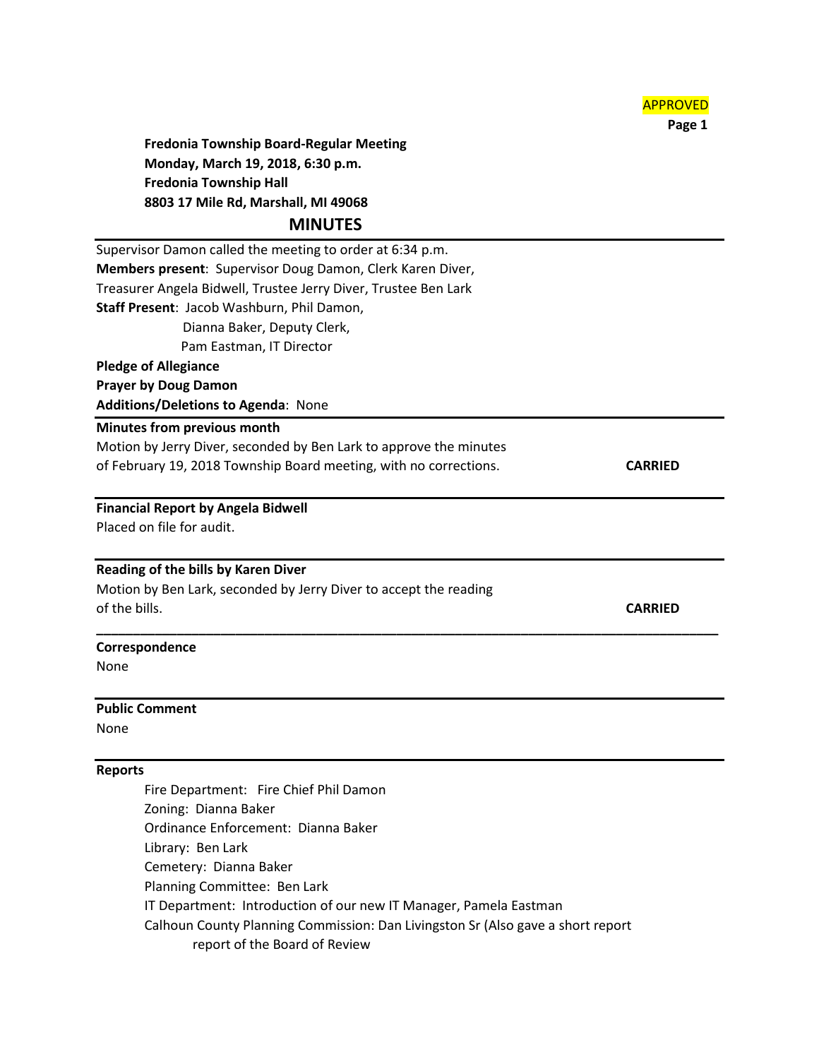APPROVED

**Fredonia Township Board-Regular Meeting**
**Monday, March 19, 2018, 6:30 p.m.**
**Fredonia Township Hall**
**8803 17 Mile Rd, Marshall, MI 49068**

# MINUTES

---

Supervisor Damon called the meeting to order at 6:34 p.m.
**Members present**: Supervisor Doug Damon, Clerk Karen Diver, Treasurer Angela Bidwell, Trustee Jerry Diver, Trustee Ben Lark
**Staff Present**: Jacob Washburn, Phil Damon,
Dianna Baker, Deputy Clerk,
Pam Eastman, IT Director
**Pledge of Allegiance**
**Prayer by Doug Damon**
**Additions/Deletions to Agenda**: None

---

**Minutes from previous month**
Motion by Jerry Diver, seconded by Ben Lark to approve the minutes of February 19, 2018 Township Board meeting, with no corrections. **CARRIED**

---

**Financial Report by Angela Bidwell**
Placed on file for audit.

---

**Reading of the bills by Karen Diver**
Motion by Ben Lark, seconded by Jerry Diver to accept the reading of the bills. **CARRIED**

---

**Correspondence**
None

---

**Public Comment**
None

---

**Reports**

Fire Department: Fire Chief Phil Damon
Zoning: Dianna Baker
Ordinance Enforcement: Dianna Baker
Library: Ben Lark
Cemetery: Dianna Baker
Planning Committee: Ben Lark
IT Department: Introduction of our new IT Manager, Pamela Eastman
Calhoun County Planning Commission: Dan Livingston Sr (Also gave a short report report of the Board of Review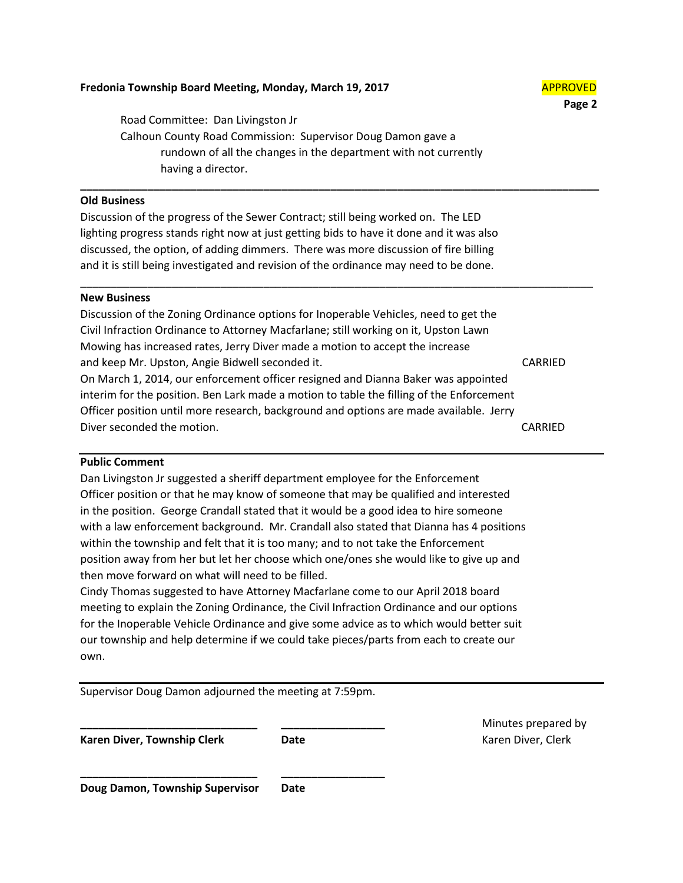Road Committee: Dan Livingston Jr

Calhoun County Road Commission: Supervisor Doug Damon gave a rundown of all the changes in the department with not currently having a director.

---

**Old Business**

Discussion of the progress of the Sewer Contract; still being worked on. The LED lighting progress stands right now at just getting bids to have it done and it was also discussed, the option, of adding dimmers. There was more discussion of fire billing and it is still being investigated and revision of the ordinance may need to be done.

---

**New Business**

Discussion of the Zoning Ordinance options for Inoperable Vehicles, need to get the Civil Infraction Ordinance to Attorney Macfarlane; still working on it, Upston Lawn Mowing has increased rates, Jerry Diver made a motion to accept the increase and keep Mr. Upston, Angie Bidwell seconded it. CARRIED

On March 1, 2014, our enforcement officer resigned and Dianna Baker was appointed interim for the position. Ben Lark made a motion to table the filling of the Enforcement Officer position until more research, background and options are made available. Jerry Diver seconded the motion. CARRIED

---

**Public Comment**

Dan Livingston Jr suggested a sheriff department employee for the Enforcement Officer position or that he may know of someone that may be qualified and interested in the position. George Crandall stated that it would be a good idea to hire someone with a law enforcement background. Mr. Crandall also stated that Dianna has 4 positions within the township and felt that it is too many; and to not take the Enforcement position away from her but let her choose which one/ones she would like to give up and then move forward on what will need to be filled.

Cindy Thomas suggested to have Attorney Macfarlane come to our April 2018 board meeting to explain the Zoning Ordinance, the Civil Infraction Ordinance and our options for the Inoperable Vehicle Ordinance and give some advice as to which would better suit our township and help determine if we could take pieces/parts from each to create our own.

---

Supervisor Doug Damon adjourned the meeting at 7:59pm.

______________________________ ________________

**Karen Diver, Township Clerk** **Date**

Minutes prepared by Karen Diver, Clerk

______________________________ ________________

**Doug Damon, Township Supervisor** **Date**